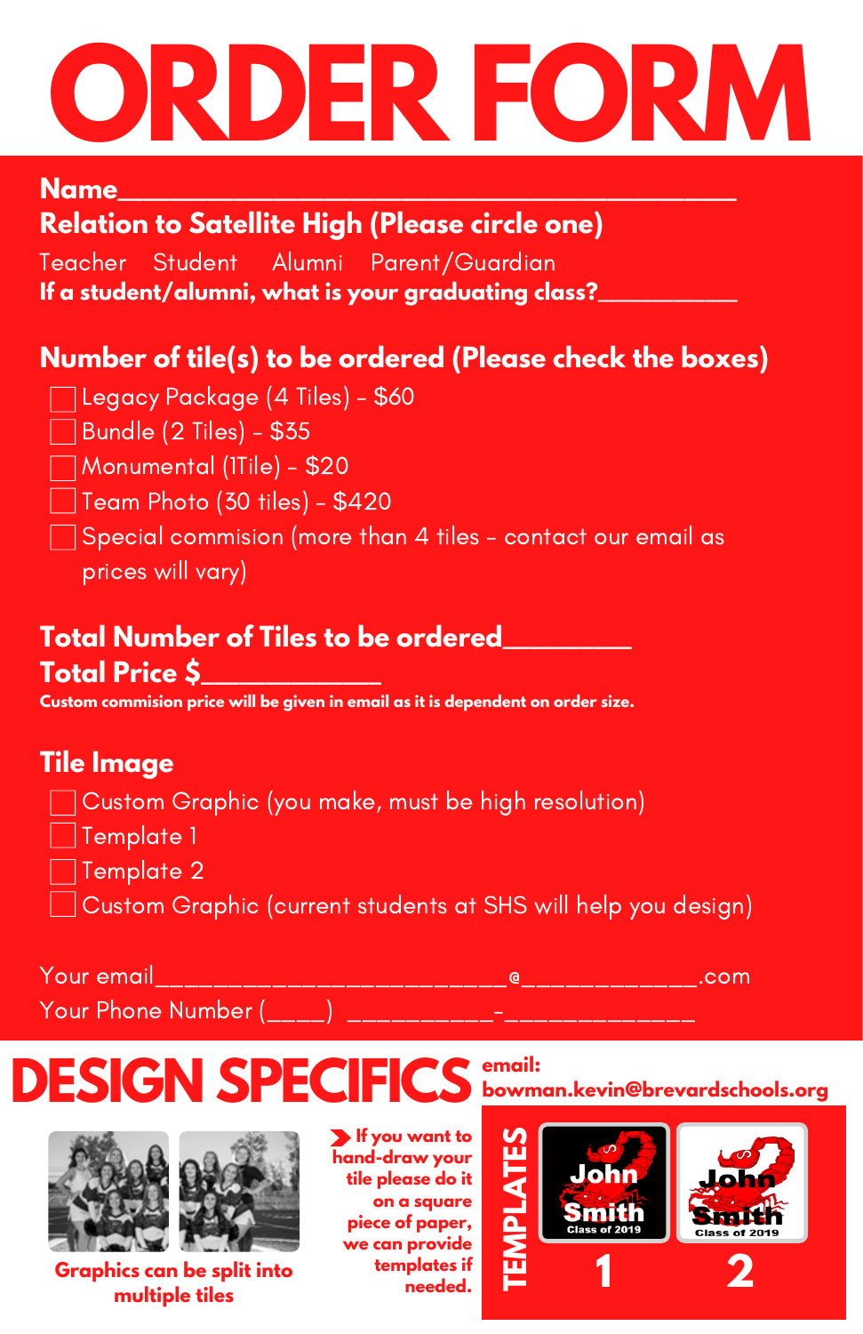# ORDER FORM

**Name**___________________________________________

**Relation to Satellite High (Please circle one)**

Teacher   Student   Alumni   Parent/Guardian

**If a student/alumni, what is your graduating class?**___________

## Number of tile(s) to be ordered (Please check the boxes)

- ☐ Legacy Package (4 Tiles) - $60
- ☐ Bundle (2 Tiles) - $35
- ☐ Monumental (1Tile) - $20
- ☐ Team Photo (30 tiles) - $420
- ☐ Special commision (more than 4 tiles - contact our email as prices will vary)

**Total Number of Tiles to be ordered**_________

**Total Price $**____________

**Custom commision price will be given in email as it is dependent on order size.**

## Tile Image

- ☐ Custom Graphic (you make, must be high resolution)
- ☐ Template 1
- ☐ Template 2
- ☐ Custom Graphic (current students at SHS will help you design)

Your email________________________@____________.com

Your Phone Number (____) __________-_____________

# DESIGN SPECIFICS

**email: bowman.kevin@brevardschools.org**

**Graphics can be split into multiple tiles**

**If you want to hand-draw your tile please do it on a square piece of paper, we can provide templates if needed.**

**TEMPLATES**

John Smith Class of 2019 — **1**

John Smith Class of 2019 — **2**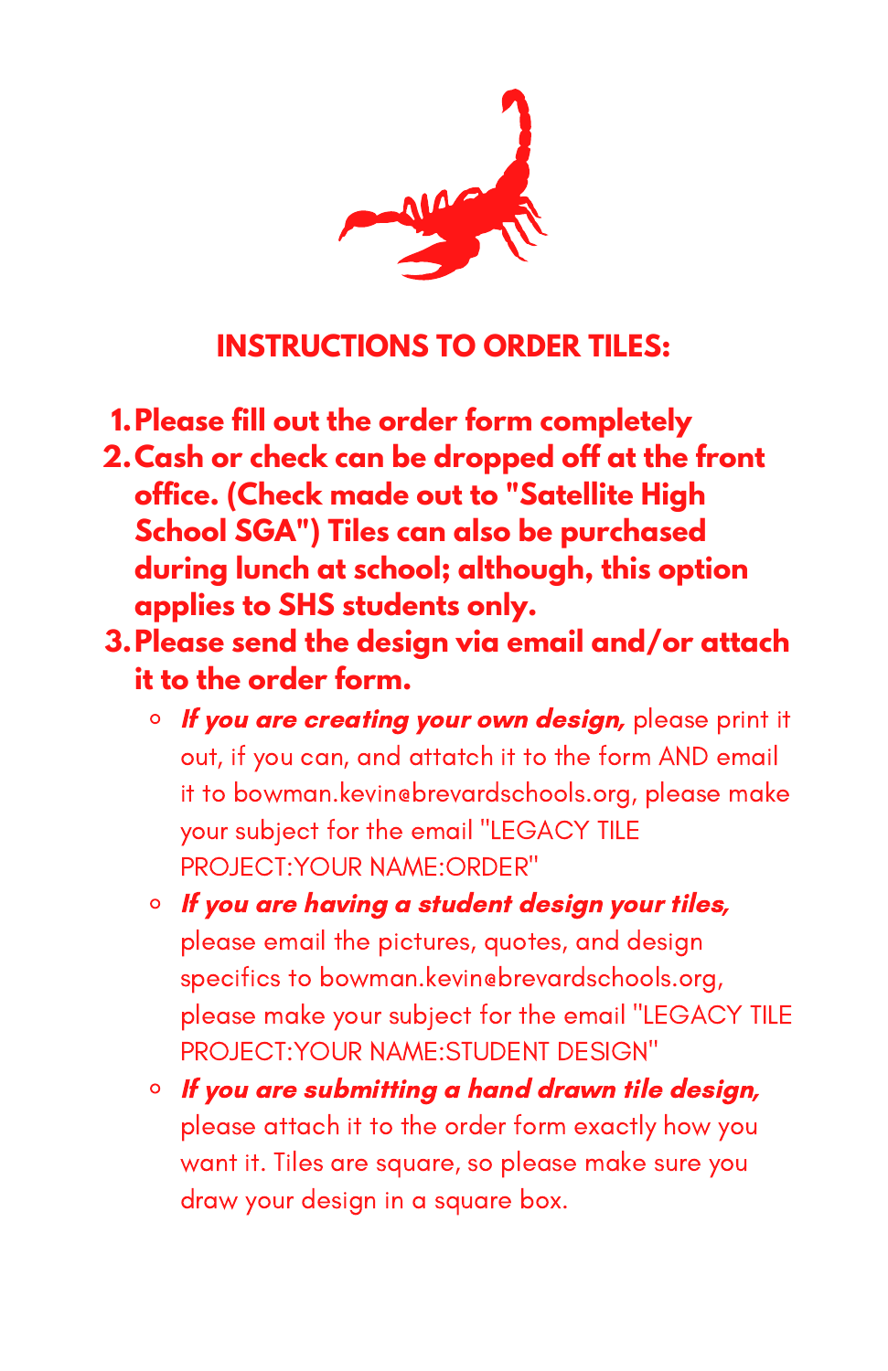## INSTRUCTIONS TO ORDER TILES:

1. **Please fill out the order form completely**
2. **Cash or check can be dropped off at the front office. (Check made out to "Satellite High School SGA") Tiles can also be purchased during lunch at school; although, this option applies to SHS students only.**
3. **Please send the design via email and/or attach it to the order form.**
   - ***If you are creating your own design,*** please print it out, if you can, and attatch it to the form AND email it to bowman.kevin@brevardschools.org, please make your subject for the email "LEGACY TILE PROJECT:YOUR NAME:ORDER"
   - ***If you are having a student design your tiles,*** please email the pictures, quotes, and design specifics to bowman.kevin@brevardschools.org, please make your subject for the email "LEGACY TILE PROJECT:YOUR NAME:STUDENT DESIGN"
   - ***If you are submitting a hand drawn tile design,*** please attach it to the order form exactly how you want it. Tiles are square, so please make sure you draw your design in a square box.